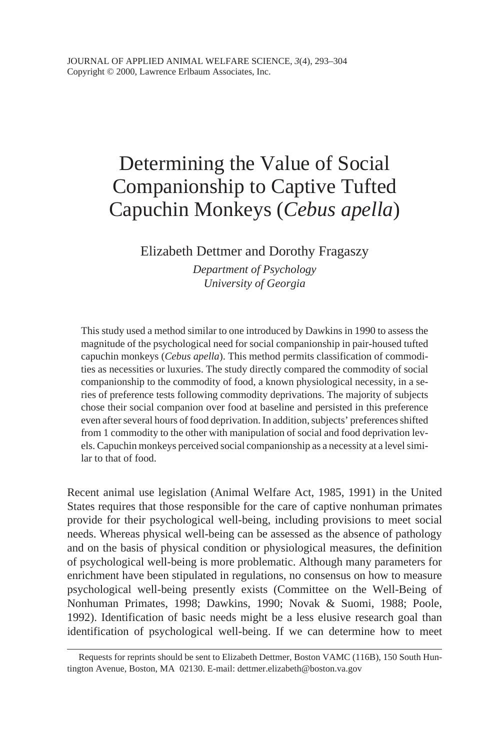# Determining the Value of Social Companionship to Captive Tufted Capuchin Monkeys (*Cebus apella*)

Elizabeth Dettmer and Dorothy Fragaszy

*Department of Psychology*
*University of Georgia*

This study used a method similar to one introduced by Dawkins in 1990 to assess the magnitude of the psychological need for social companionship in pair-housed tufted capuchin monkeys (*Cebus apella*). This method permits classification of commodities as necessities or luxuries. The study directly compared the commodity of social companionship to the commodity of food, a known physiological necessity, in a series of preference tests following commodity deprivations. The majority of subjects chose their social companion over food at baseline and persisted in this preference even after several hours of food deprivation. In addition, subjects' preferences shifted from 1 commodity to the other with manipulation of social and food deprivation levels. Capuchin monkeys perceived social companionship as a necessity at a level similar to that of food.

Recent animal use legislation (Animal Welfare Act, 1985, 1991) in the United States requires that those responsible for the care of captive nonhuman primates provide for their psychological well-being, including provisions to meet social needs. Whereas physical well-being can be assessed as the absence of pathology and on the basis of physical condition or physiological measures, the definition of psychological well-being is more problematic. Although many parameters for enrichment have been stipulated in regulations, no consensus on how to measure psychological well-being presently exists (Committee on the Well-Being of Nonhuman Primates, 1998; Dawkins, 1990; Novak & Suomi, 1988; Poole, 1992). Identification of basic needs might be a less elusive research goal than identification of psychological well-being. If we can determine how to meet

Requests for reprints should be sent to Elizabeth Dettmer, Boston VAMC (116B), 150 South Huntington Avenue, Boston, MA 02130. E-mail: dettmer.elizabeth@boston.va.gov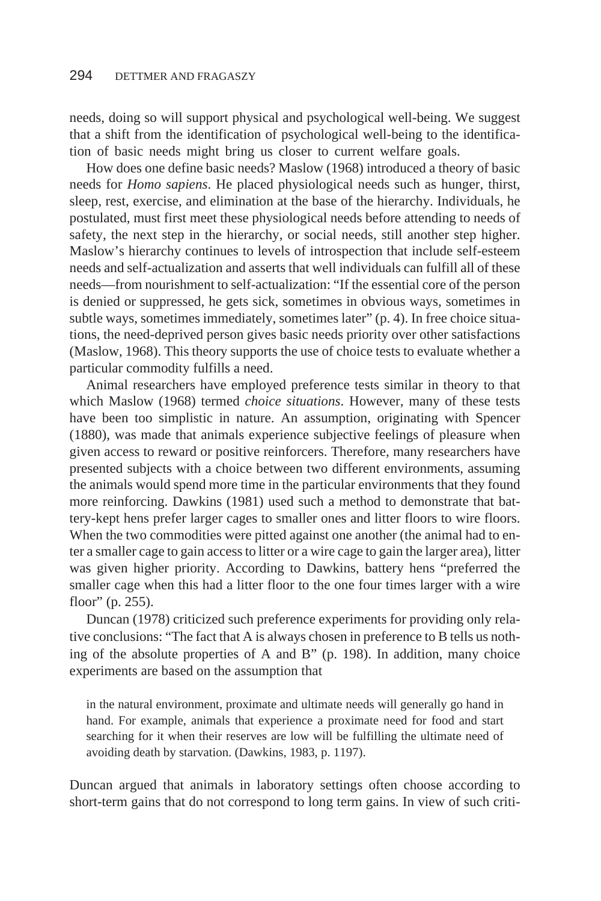needs, doing so will support physical and psychological well-being. We suggest that a shift from the identification of psychological well-being to the identification of basic needs might bring us closer to current welfare goals.

How does one define basic needs? Maslow (1968) introduced a theory of basic needs for *Homo sapiens*. He placed physiological needs such as hunger, thirst, sleep, rest, exercise, and elimination at the base of the hierarchy. Individuals, he postulated, must first meet these physiological needs before attending to needs of safety, the next step in the hierarchy, or social needs, still another step higher. Maslow's hierarchy continues to levels of introspection that include self-esteem needs and self-actualization and asserts that well individuals can fulfill all of these needs—from nourishment to self-actualization: "If the essential core of the person is denied or suppressed, he gets sick, sometimes in obvious ways, sometimes in subtle ways, sometimes immediately, sometimes later" (p. 4). In free choice situations, the need-deprived person gives basic needs priority over other satisfactions (Maslow, 1968). This theory supports the use of choice tests to evaluate whether a particular commodity fulfills a need.

Animal researchers have employed preference tests similar in theory to that which Maslow (1968) termed *choice situations*. However, many of these tests have been too simplistic in nature. An assumption, originating with Spencer (1880), was made that animals experience subjective feelings of pleasure when given access to reward or positive reinforcers. Therefore, many researchers have presented subjects with a choice between two different environments, assuming the animals would spend more time in the particular environments that they found more reinforcing. Dawkins (1981) used such a method to demonstrate that battery-kept hens prefer larger cages to smaller ones and litter floors to wire floors. When the two commodities were pitted against one another (the animal had to enter a smaller cage to gain access to litter or a wire cage to gain the larger area), litter was given higher priority. According to Dawkins, battery hens "preferred the smaller cage when this had a litter floor to the one four times larger with a wire floor" (p. 255).

Duncan (1978) criticized such preference experiments for providing only relative conclusions: "The fact that A is always chosen in preference to B tells us nothing of the absolute properties of A and B" (p. 198). In addition, many choice experiments are based on the assumption that

> in the natural environment, proximate and ultimate needs will generally go hand in hand. For example, animals that experience a proximate need for food and start searching for it when their reserves are low will be fulfilling the ultimate need of avoiding death by starvation. (Dawkins, 1983, p. 1197).

Duncan argued that animals in laboratory settings often choose according to short-term gains that do not correspond to long term gains. In view of such criti-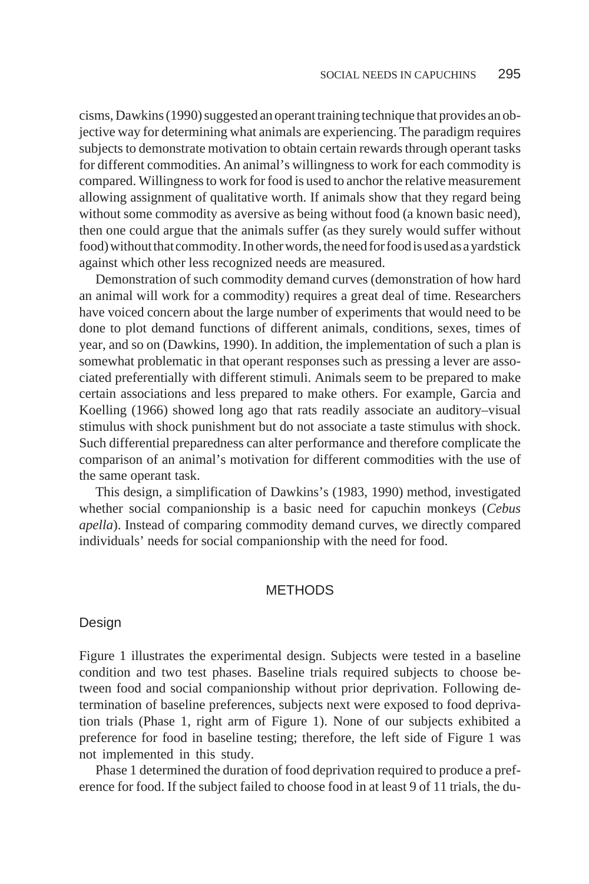cisms, Dawkins (1990) suggested an operant training technique that provides an objective way for determining what animals are experiencing. The paradigm requires subjects to demonstrate motivation to obtain certain rewards through operant tasks for different commodities. An animal's willingness to work for each commodity is compared. Willingness to work for food is used to anchor the relative measurement allowing assignment of qualitative worth. If animals show that they regard being without some commodity as aversive as being without food (a known basic need), then one could argue that the animals suffer (as they surely would suffer without food) without that commodity. In other words, the need for food is used as a yardstick against which other less recognized needs are measured.

Demonstration of such commodity demand curves (demonstration of how hard an animal will work for a commodity) requires a great deal of time. Researchers have voiced concern about the large number of experiments that would need to be done to plot demand functions of different animals, conditions, sexes, times of year, and so on (Dawkins, 1990). In addition, the implementation of such a plan is somewhat problematic in that operant responses such as pressing a lever are associated preferentially with different stimuli. Animals seem to be prepared to make certain associations and less prepared to make others. For example, Garcia and Koelling (1966) showed long ago that rats readily associate an auditory–visual stimulus with shock punishment but do not associate a taste stimulus with shock. Such differential preparedness can alter performance and therefore complicate the comparison of an animal's motivation for different commodities with the use of the same operant task.

This design, a simplification of Dawkins's (1983, 1990) method, investigated whether social companionship is a basic need for capuchin monkeys (*Cebus apella*). Instead of comparing commodity demand curves, we directly compared individuals' needs for social companionship with the need for food.

## METHODS

### Design

Figure 1 illustrates the experimental design. Subjects were tested in a baseline condition and two test phases. Baseline trials required subjects to choose between food and social companionship without prior deprivation. Following determination of baseline preferences, subjects next were exposed to food deprivation trials (Phase 1, right arm of Figure 1). None of our subjects exhibited a preference for food in baseline testing; therefore, the left side of Figure 1 was not implemented in this study.

Phase 1 determined the duration of food deprivation required to produce a preference for food. If the subject failed to choose food in at least 9 of 11 trials, the du-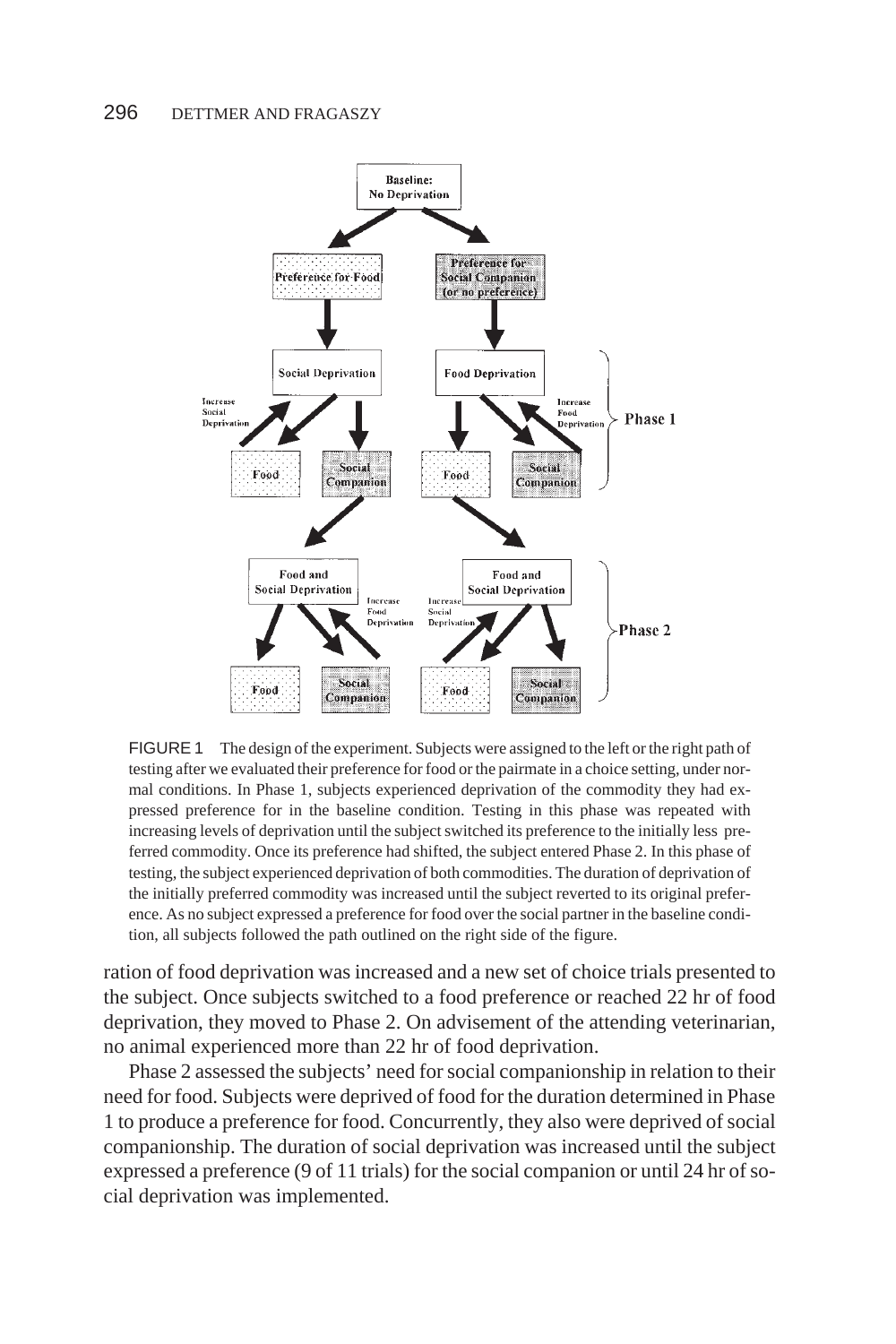FIGURE 1 The design of the experiment. Subjects were assigned to the left or the right path of testing after we evaluated their preference for food or the pairmate in a choice setting, under normal conditions. In Phase 1, subjects experienced deprivation of the commodity they had expressed preference for in the baseline condition. Testing in this phase was repeated with increasing levels of deprivation until the subject switched its preference to the initially less preferred commodity. Once its preference had shifted, the subject entered Phase 2. In this phase of testing, the subject experienced deprivation of both commodities. The duration of deprivation of the initially preferred commodity was increased until the subject reverted to its original preference. As no subject expressed a preference for food over the social partner in the baseline condition, all subjects followed the path outlined on the right side of the figure.

ration of food deprivation was increased and a new set of choice trials presented to the subject. Once subjects switched to a food preference or reached 22 hr of food deprivation, they moved to Phase 2. On advisement of the attending veterinarian, no animal experienced more than 22 hr of food deprivation.

Phase 2 assessed the subjects' need for social companionship in relation to their need for food. Subjects were deprived of food for the duration determined in Phase 1 to produce a preference for food. Concurrently, they also were deprived of social companionship. The duration of social deprivation was increased until the subject expressed a preference (9 of 11 trials) for the social companion or until 24 hr of social deprivation was implemented.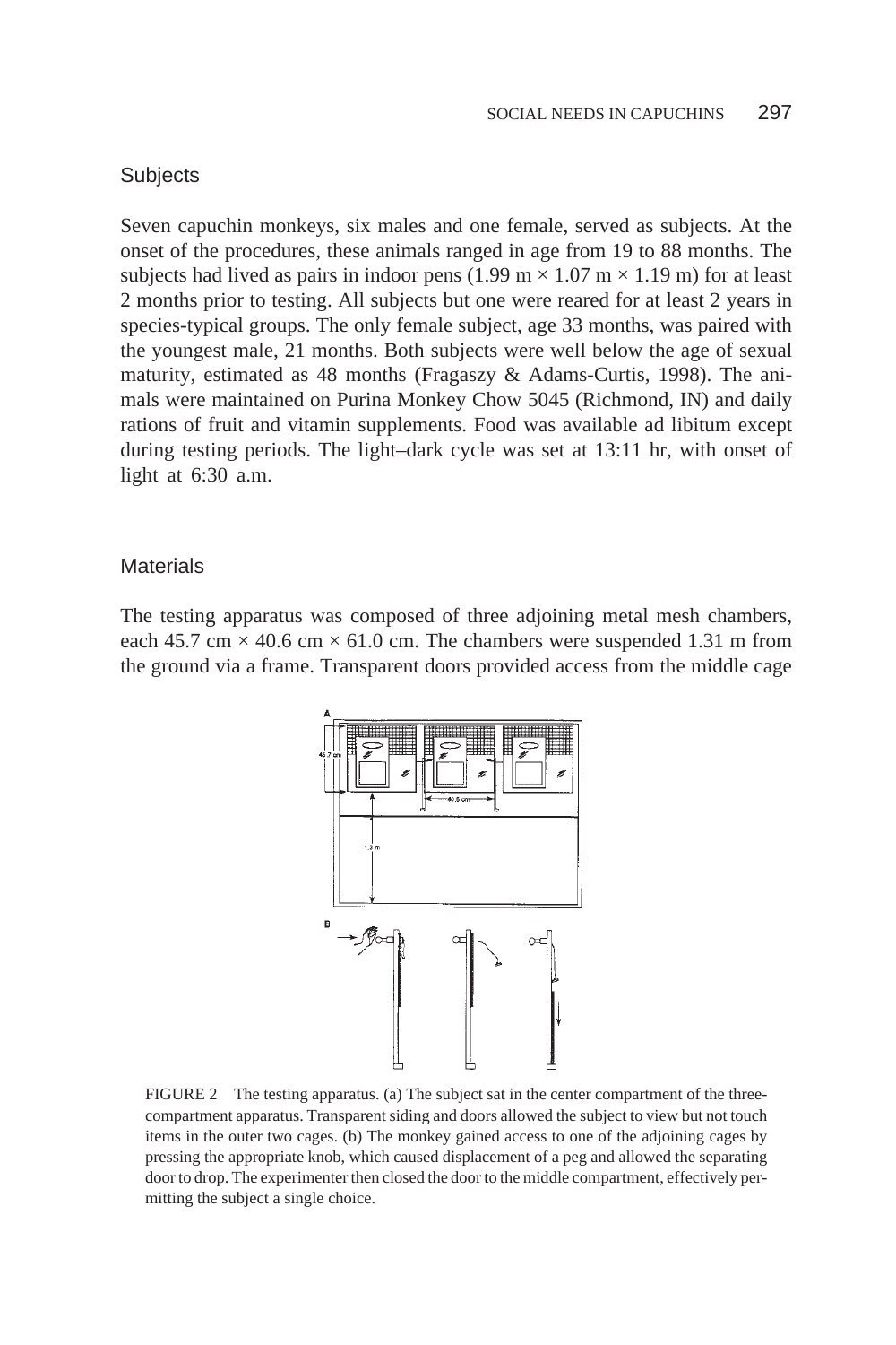### Subjects

Seven capuchin monkeys, six males and one female, served as subjects. At the onset of the procedures, these animals ranged in age from 19 to 88 months. The subjects had lived as pairs in indoor pens (1.99 m × 1.07 m × 1.19 m) for at least 2 months prior to testing. All subjects but one were reared for at least 2 years in species-typical groups. The only female subject, age 33 months, was paired with the youngest male, 21 months. Both subjects were well below the age of sexual maturity, estimated as 48 months (Fragaszy & Adams-Curtis, 1998). The animals were maintained on Purina Monkey Chow 5045 (Richmond, IN) and daily rations of fruit and vitamin supplements. Food was available ad libitum except during testing periods. The light–dark cycle was set at 13:11 hr, with onset of light at 6:30 a.m.

### Materials

The testing apparatus was composed of three adjoining metal mesh chambers, each 45.7 cm × 40.6 cm × 61.0 cm. The chambers were suspended 1.31 m from the ground via a frame. Transparent doors provided access from the middle cage

FIGURE 2 The testing apparatus. (a) The subject sat in the center compartment of the three-compartment apparatus. Transparent siding and doors allowed the subject to view but not touch items in the outer two cages. (b) The monkey gained access to one of the adjoining cages by pressing the appropriate knob, which caused displacement of a peg and allowed the separating door to drop. The experimenter then closed the door to the middle compartment, effectively permitting the subject a single choice.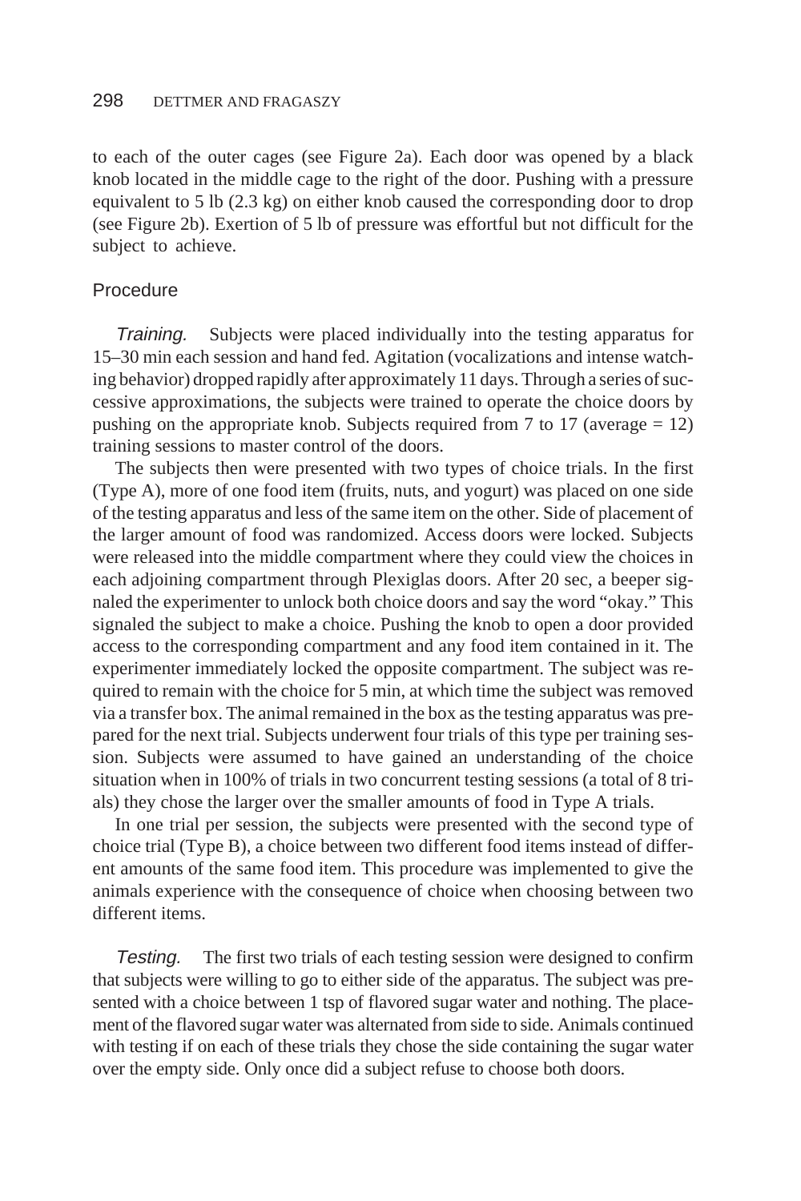to each of the outer cages (see Figure 2a). Each door was opened by a black knob located in the middle cage to the right of the door. Pushing with a pressure equivalent to 5 lb (2.3 kg) on either knob caused the corresponding door to drop (see Figure 2b). Exertion of 5 lb of pressure was effortful but not difficult for the subject to achieve.

## Procedure

*Training.* Subjects were placed individually into the testing apparatus for 15–30 min each session and hand fed. Agitation (vocalizations and intense watching behavior) dropped rapidly after approximately 11 days. Through a series of successive approximations, the subjects were trained to operate the choice doors by pushing on the appropriate knob. Subjects required from 7 to 17 (average = 12) training sessions to master control of the doors.

The subjects then were presented with two types of choice trials. In the first (Type A), more of one food item (fruits, nuts, and yogurt) was placed on one side of the testing apparatus and less of the same item on the other. Side of placement of the larger amount of food was randomized. Access doors were locked. Subjects were released into the middle compartment where they could view the choices in each adjoining compartment through Plexiglas doors. After 20 sec, a beeper signaled the experimenter to unlock both choice doors and say the word "okay." This signaled the subject to make a choice. Pushing the knob to open a door provided access to the corresponding compartment and any food item contained in it. The experimenter immediately locked the opposite compartment. The subject was required to remain with the choice for 5 min, at which time the subject was removed via a transfer box. The animal remained in the box as the testing apparatus was prepared for the next trial. Subjects underwent four trials of this type per training session. Subjects were assumed to have gained an understanding of the choice situation when in 100% of trials in two concurrent testing sessions (a total of 8 trials) they chose the larger over the smaller amounts of food in Type A trials.

In one trial per session, the subjects were presented with the second type of choice trial (Type B), a choice between two different food items instead of different amounts of the same food item. This procedure was implemented to give the animals experience with the consequence of choice when choosing between two different items.

*Testing.* The first two trials of each testing session were designed to confirm that subjects were willing to go to either side of the apparatus. The subject was presented with a choice between 1 tsp of flavored sugar water and nothing. The placement of the flavored sugar water was alternated from side to side. Animals continued with testing if on each of these trials they chose the side containing the sugar water over the empty side. Only once did a subject refuse to choose both doors.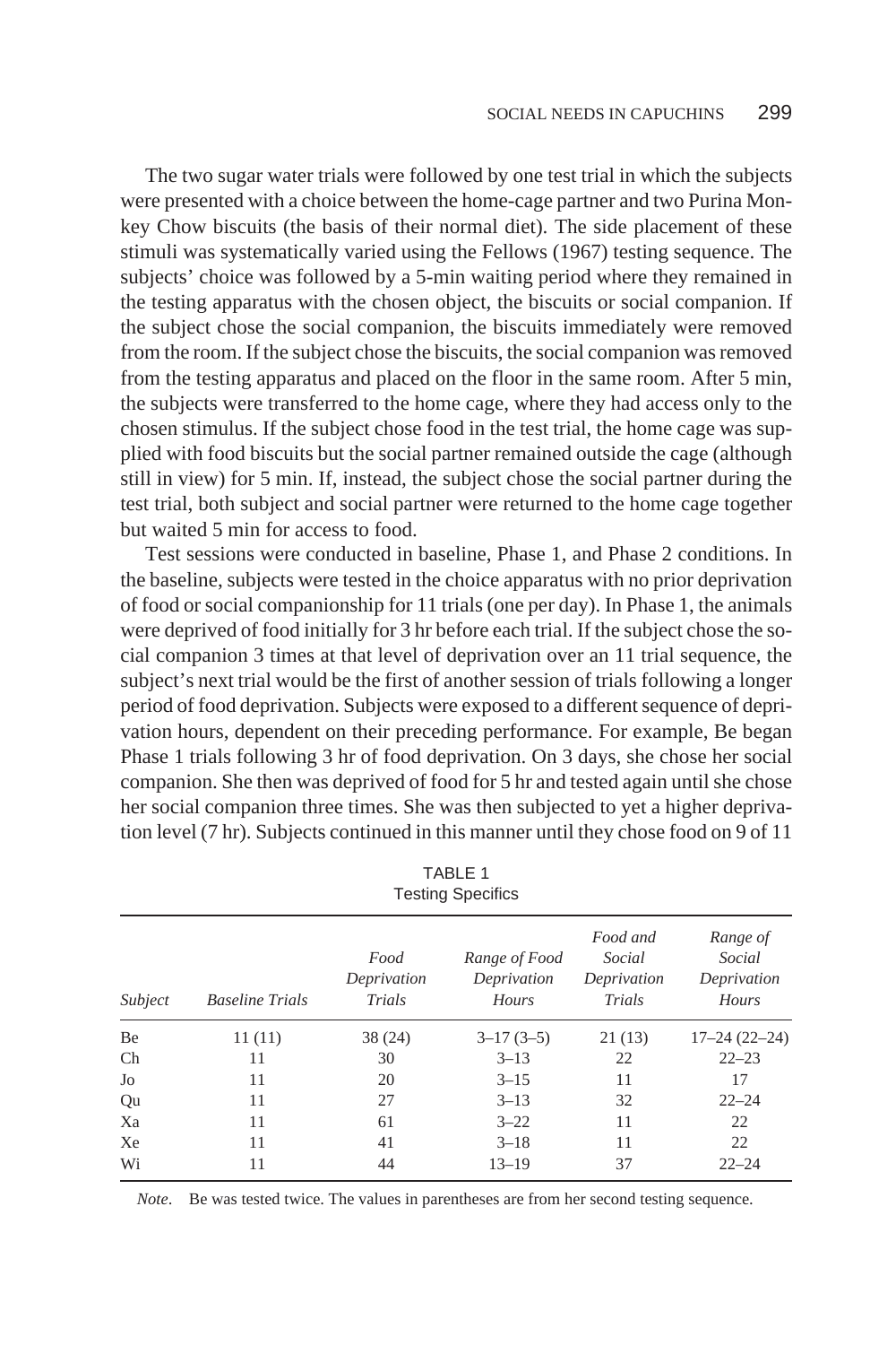The two sugar water trials were followed by one test trial in which the subjects were presented with a choice between the home-cage partner and two Purina Monkey Chow biscuits (the basis of their normal diet). The side placement of these stimuli was systematically varied using the Fellows (1967) testing sequence. The subjects' choice was followed by a 5-min waiting period where they remained in the testing apparatus with the chosen object, the biscuits or social companion. If the subject chose the social companion, the biscuits immediately were removed from the room. If the subject chose the biscuits, the social companion was removed from the testing apparatus and placed on the floor in the same room. After 5 min, the subjects were transferred to the home cage, where they had access only to the chosen stimulus. If the subject chose food in the test trial, the home cage was supplied with food biscuits but the social partner remained outside the cage (although still in view) for 5 min. If, instead, the subject chose the social partner during the test trial, both subject and social partner were returned to the home cage together but waited 5 min for access to food.

Test sessions were conducted in baseline, Phase 1, and Phase 2 conditions. In the baseline, subjects were tested in the choice apparatus with no prior deprivation of food or social companionship for 11 trials (one per day). In Phase 1, the animals were deprived of food initially for 3 hr before each trial. If the subject chose the social companion 3 times at that level of deprivation over an 11 trial sequence, the subject's next trial would be the first of another session of trials following a longer period of food deprivation. Subjects were exposed to a different sequence of deprivation hours, dependent on their preceding performance. For example, Be began Phase 1 trials following 3 hr of food deprivation. On 3 days, she chose her social companion. She then was deprived of food for 5 hr and tested again until she chose her social companion three times. She was then subjected to yet a higher deprivation level (7 hr). Subjects continued in this manner until they chose food on 9 of 11

TABLE 1
Testing Specifics

| *Subject* | *Baseline Trials* | *Food Deprivation Trials* | *Range of Food Deprivation Hours* | *Food and Social Deprivation Trials* | *Range of Social Deprivation Hours* |
|---|---|---|---|---|---|
| Be | 11 (11) | 38 (24) | 3–17 (3–5) | 21 (13) | 17–24 (22–24) |
| Ch | 11 | 30 | 3–13 | 22 | 22–23 |
| Jo | 11 | 20 | 3–15 | 11 | 17 |
| Qu | 11 | 27 | 3–13 | 32 | 22–24 |
| Xa | 11 | 61 | 3–22 | 11 | 22 |
| Xe | 11 | 41 | 3–18 | 11 | 22 |
| Wi | 11 | 44 | 13–19 | 37 | 22–24 |

*Note*. Be was tested twice. The values in parentheses are from her second testing sequence.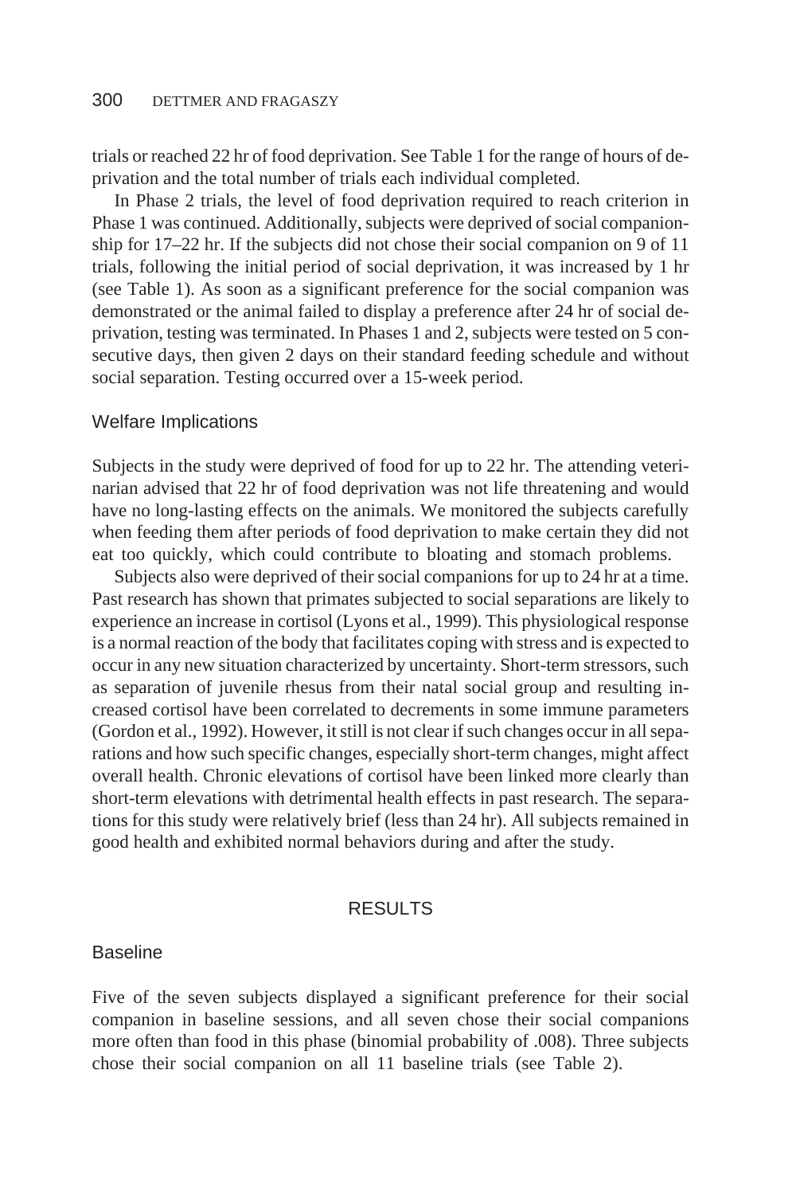trials or reached 22 hr of food deprivation. See Table 1 for the range of hours of deprivation and the total number of trials each individual completed.

In Phase 2 trials, the level of food deprivation required to reach criterion in Phase 1 was continued. Additionally, subjects were deprived of social companionship for 17–22 hr. If the subjects did not chose their social companion on 9 of 11 trials, following the initial period of social deprivation, it was increased by 1 hr (see Table 1). As soon as a significant preference for the social companion was demonstrated or the animal failed to display a preference after 24 hr of social deprivation, testing was terminated. In Phases 1 and 2, subjects were tested on 5 consecutive days, then given 2 days on their standard feeding schedule and without social separation. Testing occurred over a 15-week period.

### Welfare Implications

Subjects in the study were deprived of food for up to 22 hr. The attending veterinarian advised that 22 hr of food deprivation was not life threatening and would have no long-lasting effects on the animals. We monitored the subjects carefully when feeding them after periods of food deprivation to make certain they did not eat too quickly, which could contribute to bloating and stomach problems.

Subjects also were deprived of their social companions for up to 24 hr at a time. Past research has shown that primates subjected to social separations are likely to experience an increase in cortisol (Lyons et al., 1999). This physiological response is a normal reaction of the body that facilitates coping with stress and is expected to occur in any new situation characterized by uncertainty. Short-term stressors, such as separation of juvenile rhesus from their natal social group and resulting increased cortisol have been correlated to decrements in some immune parameters (Gordon et al., 1992). However, it still is not clear if such changes occur in all separations and how such specific changes, especially short-term changes, might affect overall health. Chronic elevations of cortisol have been linked more clearly than short-term elevations with detrimental health effects in past research. The separations for this study were relatively brief (less than 24 hr). All subjects remained in good health and exhibited normal behaviors during and after the study.

## RESULTS

### Baseline

Five of the seven subjects displayed a significant preference for their social companion in baseline sessions, and all seven chose their social companions more often than food in this phase (binomial probability of .008). Three subjects chose their social companion on all 11 baseline trials (see Table 2).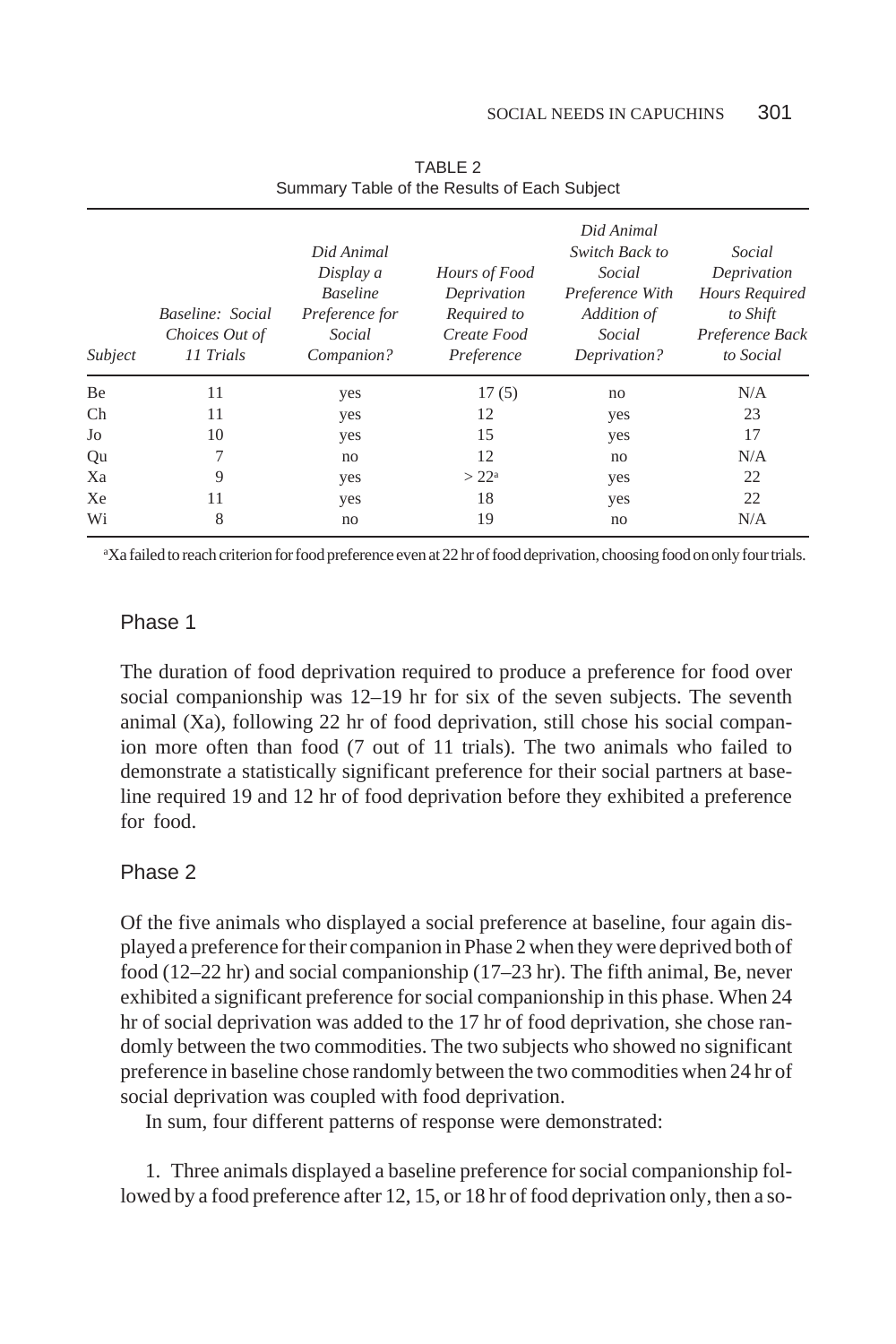TABLE 2
Summary Table of the Results of Each Subject

| *Subject* | *Baseline: Social Choices Out of 11 Trials* | *Did Animal Display a Baseline Preference for Social Companion?* | *Hours of Food Deprivation Required to Create Food Preference* | *Did Animal Switch Back to Social Preference With Addition of Social Deprivation?* | *Social Deprivation Hours Required to Shift Preference Back to Social* |
|---|---|---|---|---|---|
| Be | 11 | yes | 17 (5) | no | N/A |
| Ch | 11 | yes | 12 | yes | 23 |
| Jo | 10 | yes | 15 | yes | 17 |
| Qu | 7 | no | 12 | no | N/A |
| Xa | 9 | yes | > 22[a] | yes | 22 |
| Xe | 11 | yes | 18 | yes | 22 |
| Wi | 8 | no | 19 | no | N/A |

[a]Xa failed to reach criterion for food preference even at 22 hr of food deprivation, choosing food on only four trials.

### Phase 1

The duration of food deprivation required to produce a preference for food over social companionship was 12–19 hr for six of the seven subjects. The seventh animal (Xa), following 22 hr of food deprivation, still chose his social companion more often than food (7 out of 11 trials). The two animals who failed to demonstrate a statistically significant preference for their social partners at baseline required 19 and 12 hr of food deprivation before they exhibited a preference for food.

### Phase 2

Of the five animals who displayed a social preference at baseline, four again displayed a preference for their companion in Phase 2 when they were deprived both of food (12–22 hr) and social companionship (17–23 hr). The fifth animal, Be, never exhibited a significant preference for social companionship in this phase. When 24 hr of social deprivation was added to the 17 hr of food deprivation, she chose randomly between the two commodities. The two subjects who showed no significant preference in baseline chose randomly between the two commodities when 24 hr of social deprivation was coupled with food deprivation.

In sum, four different patterns of response were demonstrated:

1. Three animals displayed a baseline preference for social companionship followed by a food preference after 12, 15, or 18 hr of food deprivation only, then a so-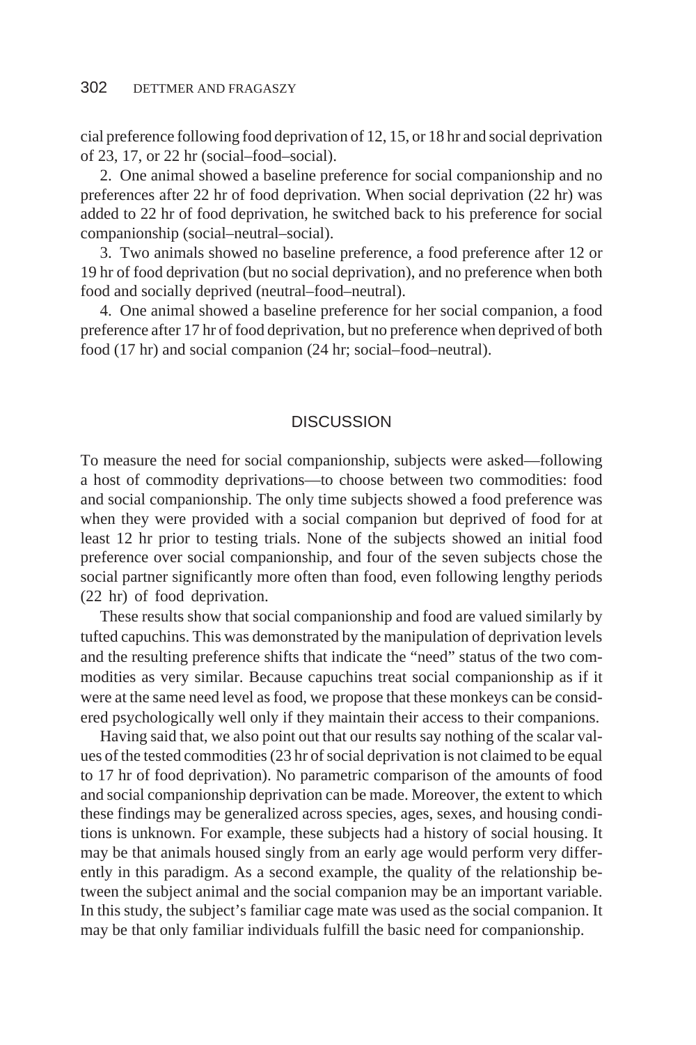cial preference following food deprivation of 12, 15, or 18 hr and social deprivation of 23, 17, or 22 hr (social–food–social).

2. One animal showed a baseline preference for social companionship and no preferences after 22 hr of food deprivation. When social deprivation (22 hr) was added to 22 hr of food deprivation, he switched back to his preference for social companionship (social–neutral–social).

3. Two animals showed no baseline preference, a food preference after 12 or 19 hr of food deprivation (but no social deprivation), and no preference when both food and socially deprived (neutral–food–neutral).

4. One animal showed a baseline preference for her social companion, a food preference after 17 hr of food deprivation, but no preference when deprived of both food (17 hr) and social companion (24 hr; social–food–neutral).

## DISCUSSION

To measure the need for social companionship, subjects were asked—following a host of commodity deprivations—to choose between two commodities: food and social companionship. The only time subjects showed a food preference was when they were provided with a social companion but deprived of food for at least 12 hr prior to testing trials. None of the subjects showed an initial food preference over social companionship, and four of the seven subjects chose the social partner significantly more often than food, even following lengthy periods (22 hr) of food deprivation.

These results show that social companionship and food are valued similarly by tufted capuchins. This was demonstrated by the manipulation of deprivation levels and the resulting preference shifts that indicate the "need" status of the two commodities as very similar. Because capuchins treat social companionship as if it were at the same need level as food, we propose that these monkeys can be considered psychologically well only if they maintain their access to their companions.

Having said that, we also point out that our results say nothing of the scalar values of the tested commodities (23 hr of social deprivation is not claimed to be equal to 17 hr of food deprivation). No parametric comparison of the amounts of food and social companionship deprivation can be made. Moreover, the extent to which these findings may be generalized across species, ages, sexes, and housing conditions is unknown. For example, these subjects had a history of social housing. It may be that animals housed singly from an early age would perform very differently in this paradigm. As a second example, the quality of the relationship between the subject animal and the social companion may be an important variable. In this study, the subject's familiar cage mate was used as the social companion. It may be that only familiar individuals fulfill the basic need for companionship.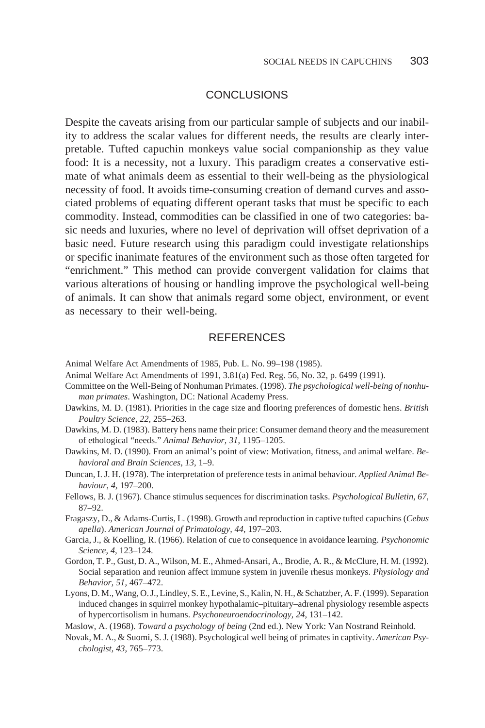## CONCLUSIONS

Despite the caveats arising from our particular sample of subjects and our inability to address the scalar values for different needs, the results are clearly interpretable. Tufted capuchin monkeys value social companionship as they value food: It is a necessity, not a luxury. This paradigm creates a conservative estimate of what animals deem as essential to their well-being as the physiological necessity of food. It avoids time-consuming creation of demand curves and associated problems of equating different operant tasks that must be specific to each commodity. Instead, commodities can be classified in one of two categories: basic needs and luxuries, where no level of deprivation will offset deprivation of a basic need. Future research using this paradigm could investigate relationships or specific inanimate features of the environment such as those often targeted for "enrichment." This method can provide convergent validation for claims that various alterations of housing or handling improve the psychological well-being of animals. It can show that animals regard some object, environment, or event as necessary to their well-being.

## REFERENCES

Animal Welfare Act Amendments of 1985, Pub. L. No. 99–198 (1985).

Animal Welfare Act Amendments of 1991, 3.81(a) Fed. Reg. 56, No. 32, p. 6499 (1991).

Committee on the Well-Being of Nonhuman Primates. (1998). *The psychological well-being of nonhuman primates*. Washington, DC: National Academy Press.

Dawkins, M. D. (1981). Priorities in the cage size and flooring preferences of domestic hens. *British Poultry Science, 22,* 255–263.

Dawkins, M. D. (1983). Battery hens name their price: Consumer demand theory and the measurement of ethological "needs." *Animal Behavior, 31,* 1195–1205.

Dawkins, M. D. (1990). From an animal's point of view: Motivation, fitness, and animal welfare. *Behavioral and Brain Sciences, 13,* 1–9.

Duncan, I. J. H. (1978). The interpretation of preference tests in animal behaviour. *Applied Animal Behaviour, 4,* 197–200.

Fellows, B. J. (1967). Chance stimulus sequences for discrimination tasks. *Psychological Bulletin, 67,* 87–92.

Fragaszy, D., & Adams-Curtis, L. (1998). Growth and reproduction in captive tufted capuchins (*Cebus apella*). *American Journal of Primatology, 44,* 197–203.

Garcia, J., & Koelling, R. (1966). Relation of cue to consequence in avoidance learning. *Psychonomic Science, 4,* 123–124.

Gordon, T. P., Gust, D. A., Wilson, M. E., Ahmed-Ansari, A., Brodie, A. R., & McClure, H. M. (1992). Social separation and reunion affect immune system in juvenile rhesus monkeys. *Physiology and Behavior, 51,* 467–472.

Lyons, D. M., Wang, O. J., Lindley, S. E., Levine, S., Kalin, N. H., & Schatzber, A. F. (1999). Separation induced changes in squirrel monkey hypothalamic–pituitary–adrenal physiology resemble aspects of hypercortisolism in humans. *Psychoneuroendocrinology, 24,* 131–142.

Maslow, A. (1968). *Toward a psychology of being* (2nd ed.). New York: Van Nostrand Reinhold.

Novak, M. A., & Suomi, S. J. (1988). Psychological well being of primates in captivity. *American Psychologist, 43,* 765–773.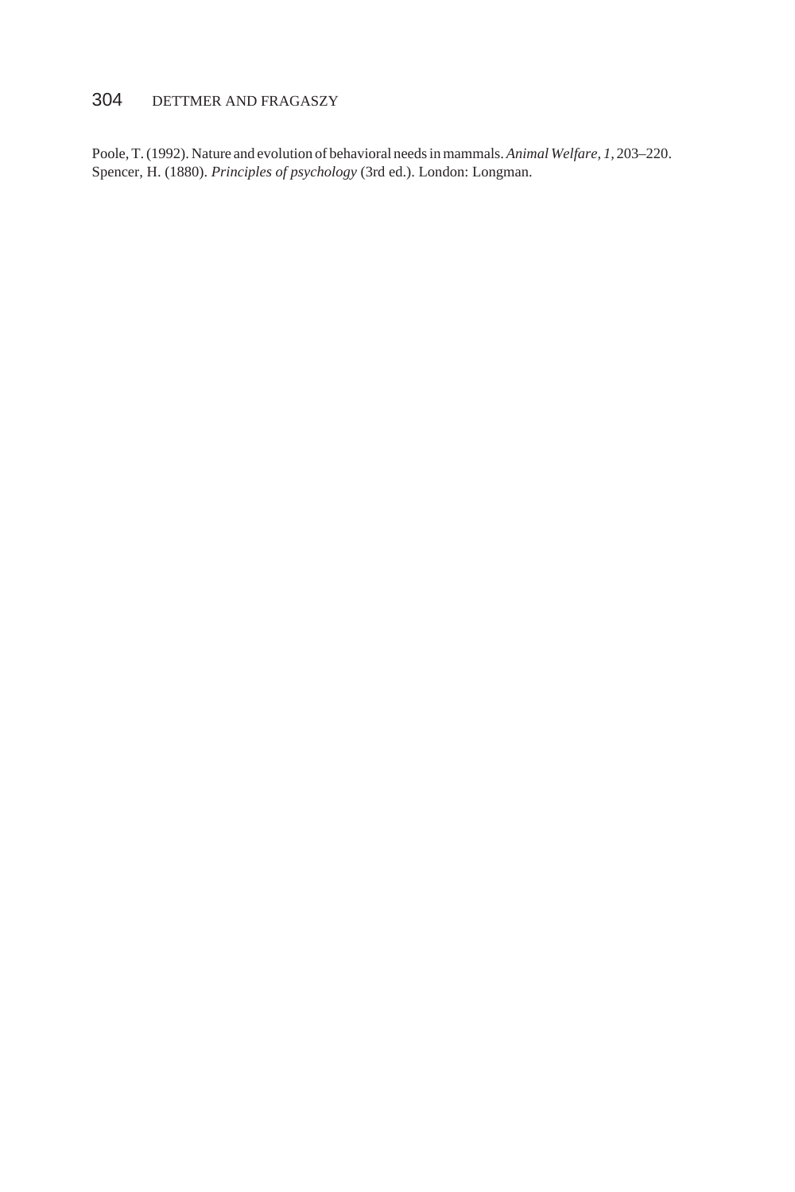Poole, T. (1992). Nature and evolution of behavioral needs in mammals. *Animal Welfare, 1,* 203–220.
Spencer, H. (1880). *Principles of psychology* (3rd ed.). London: Longman.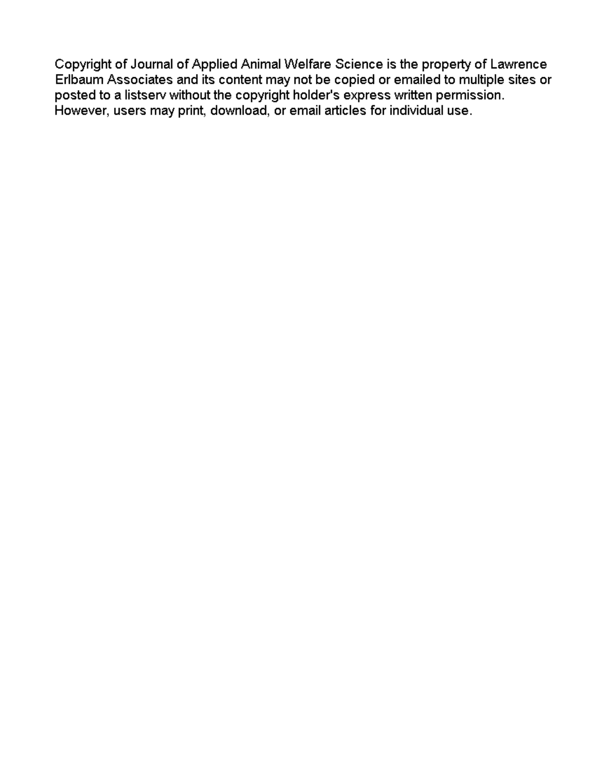Copyright of Journal of Applied Animal Welfare Science is the property of Lawrence Erlbaum Associates and its content may not be copied or emailed to multiple sites or posted to a listserv without the copyright holder's express written permission. However, users may print, download, or email articles for individual use.